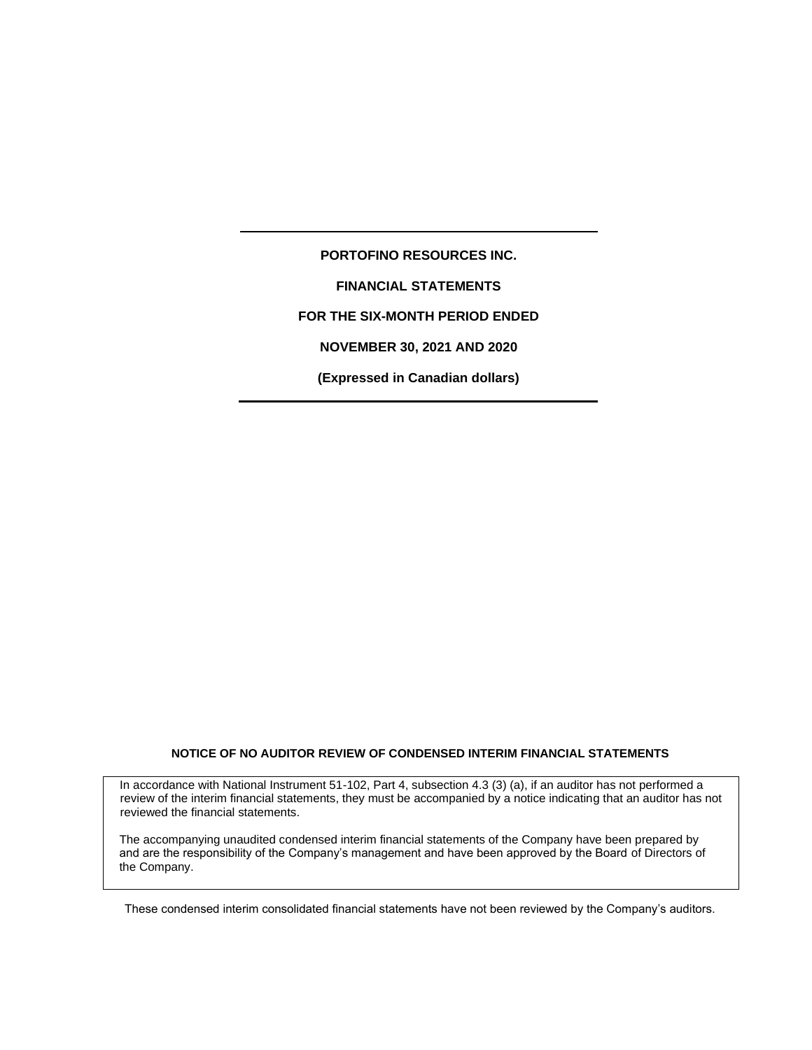# PORTOFINO RESOURCES INC.

## FINANCIAL STATEMENTS

## FOR THE SIX-MONTH PERIOD ENDED

## NOVEMBER 30, 2021 AND 2020

**(Expressed in Canadian dollars)**

---

**NOTICE OF NO AUDITOR REVIEW OF CONDENSED INTERIM FINANCIAL STATEMENTS**

In accordance with National Instrument 51-102, Part 4, subsection 4.3 (3) (a), if an auditor has not performed a review of the interim financial statements, they must be accompanied by a notice indicating that an auditor has not reviewed the financial statements.

The accompanying unaudited condensed interim financial statements of the Company have been prepared by and are the responsibility of the Company's management and have been approved by the Board of Directors of the Company.

These condensed interim consolidated financial statements have not been reviewed by the Company's auditors.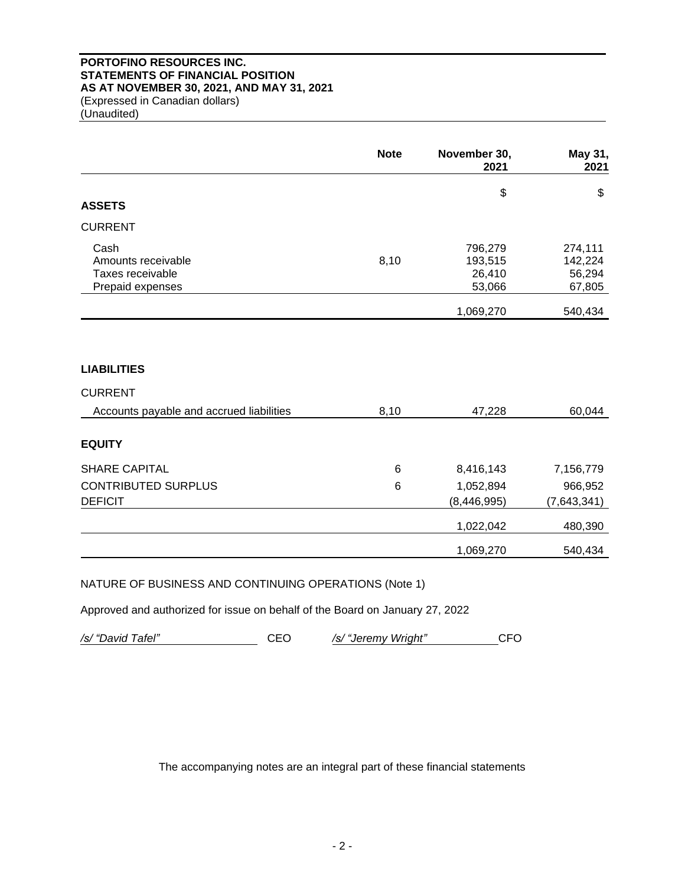**PORTOFINO RESOURCES INC.**
**STATEMENTS OF FINANCIAL POSITION**
**AS AT NOVEMBER 30, 2021, AND MAY 31, 2021**
(Expressed in Canadian dollars)
(Unaudited)

| | Note | November 30, 2021 | May 31, 2021 |
|---|---|---|---|
| | | $ | $ |
| **ASSETS** | | | |
| CURRENT | | | |
| Cash | | 796,279 | 274,111 |
| Amounts receivable | 8,10 | 193,515 | 142,224 |
| Taxes receivable | | 26,410 | 56,294 |
| Prepaid expenses | | 53,066 | 67,805 |
| | | 1,069,270 | 540,434 |
| **LIABILITIES** | | | |
| CURRENT | | | |
| Accounts payable and accrued liabilities | 8,10 | 47,228 | 60,044 |
| **EQUITY** | | | |
| SHARE CAPITAL | 6 | 8,416,143 | 7,156,779 |
| CONTRIBUTED SURPLUS | 6 | 1,052,894 | 966,952 |
| DEFICIT | | (8,446,995) | (7,643,341) |
| | | 1,022,042 | 480,390 |
| | | 1,069,270 | 540,434 |

NATURE OF BUSINESS AND CONTINUING OPERATIONS (Note 1)

Approved and authorized for issue on behalf of the Board on January 27, 2022

*/s/ "David Tafel"* CEO *"/s/ "Jeremy Wright"* CFO

The accompanying notes are an integral part of these financial statements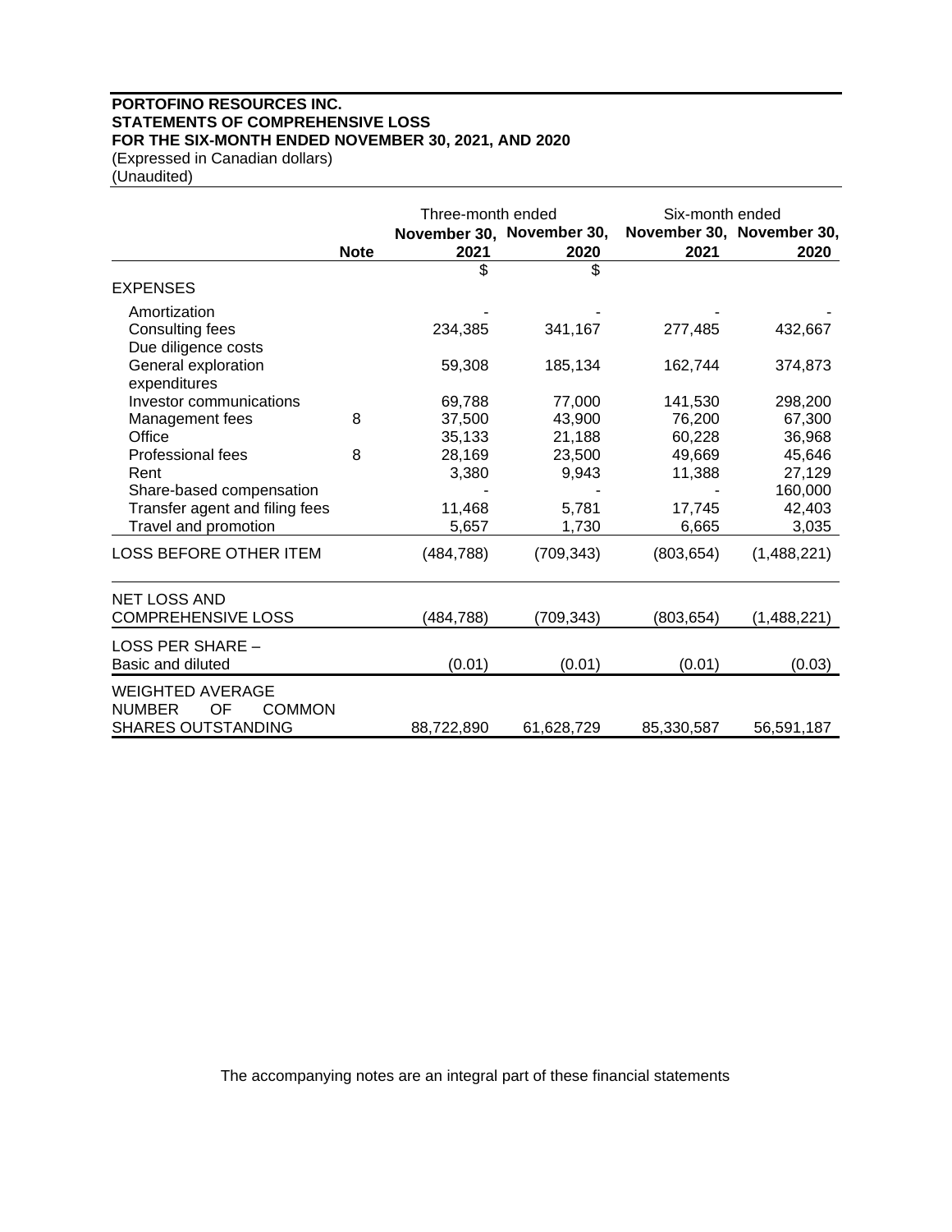**PORTOFINO RESOURCES INC.**
**STATEMENTS OF COMPREHENSIVE LOSS**
**FOR THE SIX-MONTH ENDED NOVEMBER 30, 2021, AND 2020**
(Expressed in Canadian dollars)
(Unaudited)

| | | Three-month ended | | Six-month ended | |
|---|---|---|---|---|---|
| | **Note** | **November 30, 2021** | **November 30, 2020** | **November 30, 2021** | **November 30, 2020** |
| | | $ | $ | | |
| EXPENSES | | | | | |
| Amortization | | - | - | - | - |
| Consulting fees | | 234,385 | 341,167 | 277,485 | 432,667 |
| Due diligence costs | | | | | |
| General exploration expenditures | | 59,308 | 185,134 | 162,744 | 374,873 |
| Investor communications | | 69,788 | 77,000 | 141,530 | 298,200 |
| Management fees | 8 | 37,500 | 43,900 | 76,200 | 67,300 |
| Office | | 35,133 | 21,188 | 60,228 | 36,968 |
| Professional fees | 8 | 28,169 | 23,500 | 49,669 | 45,646 |
| Rent | | 3,380 | 9,943 | 11,388 | 27,129 |
| Share-based compensation | | - | - | - | 160,000 |
| Transfer agent and filing fees | | 11,468 | 5,781 | 17,745 | 42,403 |
| Travel and promotion | | 5,657 | 1,730 | 6,665 | 3,035 |
| LOSS BEFORE OTHER ITEM | | (484,788) | (709,343) | (803,654) | (1,488,221) |
| NET LOSS AND COMPREHENSIVE LOSS | | (484,788) | (709,343) | (803,654) | (1,488,221) |
| LOSS PER SHARE – Basic and diluted | | (0.01) | (0.01) | (0.01) | (0.03) |
| WEIGHTED AVERAGE NUMBER OF COMMON SHARES OUTSTANDING | | 88,722,890 | 61,628,729 | 85,330,587 | 56,591,187 |

The accompanying notes are an integral part of these financial statements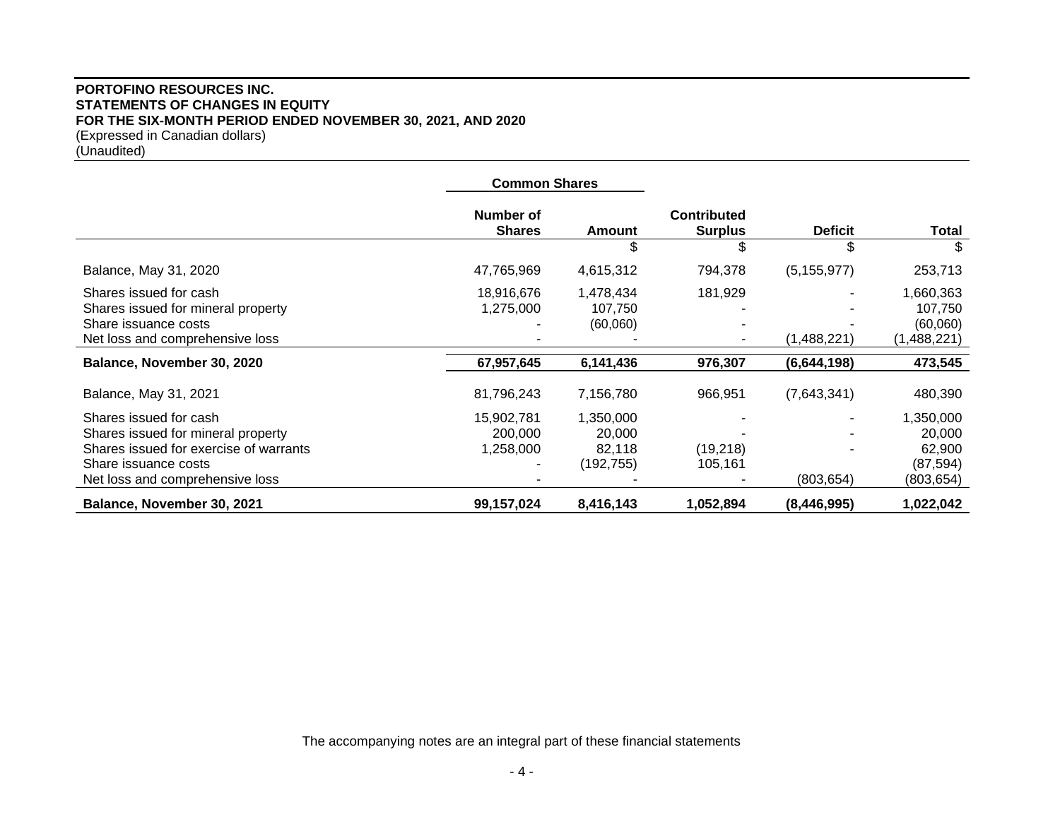**PORTOFINO RESOURCES INC.**
**STATEMENTS OF CHANGES IN EQUITY**
**FOR THE SIX-MONTH PERIOD ENDED NOVEMBER 30, 2021, AND 2020**
(Expressed in Canadian dollars)
(Unaudited)

| | Common Shares | | | | |
|---|---|---|---|---|---|
| | Number of Shares | Amount | Contributed Surplus | Deficit | Total |
| | | $ | $ | $ | $ |
| Balance, May 31, 2020 | 47,765,969 | 4,615,312 | 794,378 | (5,155,977) | 253,713 |
| Shares issued for cash | 18,916,676 | 1,478,434 | 181,929 | - | 1,660,363 |
| Shares issued for mineral property | 1,275,000 | 107,750 | - | - | 107,750 |
| Share issuance costs | - | (60,060) | - | - | (60,060) |
| Net loss and comprehensive loss | - | - | - | (1,488,221) | (1,488,221) |
| **Balance, November 30, 2020** | **67,957,645** | **6,141,436** | **976,307** | **(6,644,198)** | **473,545** |
| Balance, May 31, 2021 | 81,796,243 | 7,156,780 | 966,951 | (7,643,341) | 480,390 |
| Shares issued for cash | 15,902,781 | 1,350,000 | - | - | 1,350,000 |
| Shares issued for mineral property | 200,000 | 20,000 | - | - | 20,000 |
| Shares issued for exercise of warrants | 1,258,000 | 82,118 | (19,218) | - | 62,900 |
| Share issuance costs | - | (192,755) | 105,161 | | (87,594) |
| Net loss and comprehensive loss | - | - | - | (803,654) | (803,654) |
| **Balance, November 30, 2021** | **99,157,024** | **8,416,143** | **1,052,894** | **(8,446,995)** | **1,022,042** |

The accompanying notes are an integral part of these financial statements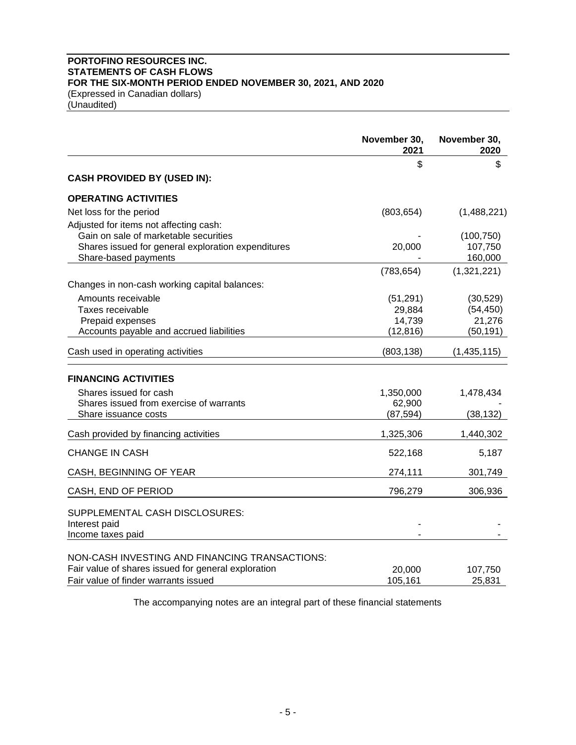**PORTOFINO RESOURCES INC.**
**STATEMENTS OF CASH FLOWS**
**FOR THE SIX-MONTH PERIOD ENDED NOVEMBER 30, 2021, AND 2020**
(Expressed in Canadian dollars)
(Unaudited)

| | November 30, 2021 | November 30, 2020 |
|---|---|---|
| | $ | $ |
| **CASH PROVIDED BY (USED IN):** | | |
| **OPERATING ACTIVITIES** | | |
| Net loss for the period | (803,654) | (1,488,221) |
| Adjusted for items not affecting cash: | | |
| Gain on sale of marketable securities | - | (100,750) |
| Shares issued for general exploration expenditures | 20,000 | 107,750 |
| Share-based payments | - | 160,000 |
| | (783,654) | (1,321,221) |
| Changes in non-cash working capital balances: | | |
| Amounts receivable | (51,291) | (30,529) |
| Taxes receivable | 29,884 | (54,450) |
| Prepaid expenses | 14,739 | 21,276 |
| Accounts payable and accrued liabilities | (12,816) | (50,191) |
| Cash used in operating activities | (803,138) | (1,435,115) |
| **FINANCING ACTIVITIES** | | |
| Shares issued for cash | 1,350,000 | 1,478,434 |
| Shares issued from exercise of warrants | 62,900 | - |
| Share issuance costs | (87,594) | (38,132) |
| Cash provided by financing activities | 1,325,306 | 1,440,302 |
| CHANGE IN CASH | 522,168 | 5,187 |
| CASH, BEGINNING OF YEAR | 274,111 | 301,749 |
| CASH, END OF PERIOD | 796,279 | 306,936 |
| SUPPLEMENTAL CASH DISCLOSURES: | | |
| Interest paid | - | - |
| Income taxes paid | - | - |
| NON-CASH INVESTING AND FINANCING TRANSACTIONS: | | |
| Fair value of shares issued for general exploration | 20,000 | 107,750 |
| Fair value of finder warrants issued | 105,161 | 25,831 |

The accompanying notes are an integral part of these financial statements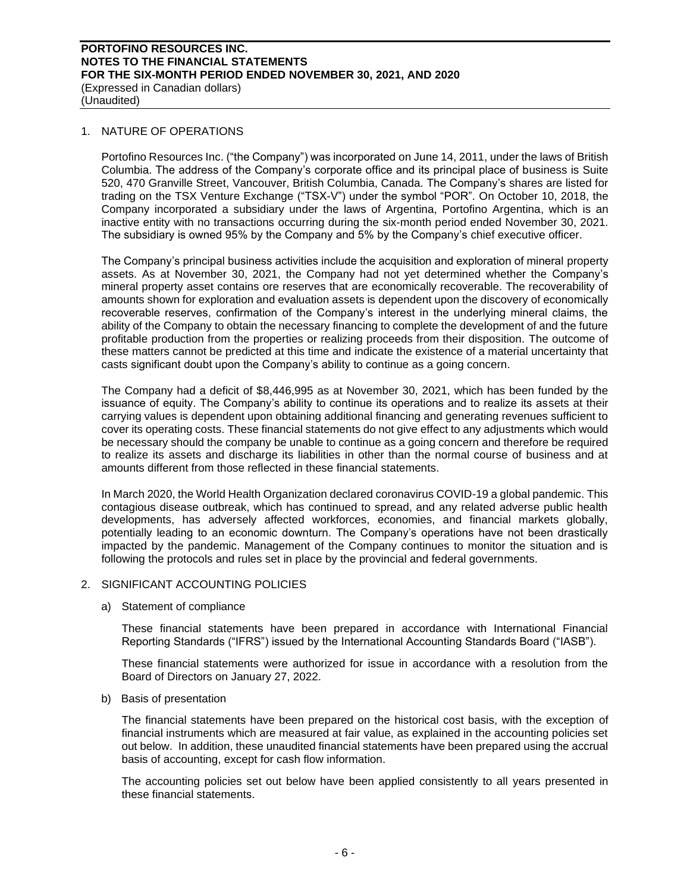## 1. NATURE OF OPERATIONS

Portofino Resources Inc. ("the Company") was incorporated on June 14, 2011, under the laws of British Columbia. The address of the Company's corporate office and its principal place of business is Suite 520, 470 Granville Street, Vancouver, British Columbia, Canada. The Company's shares are listed for trading on the TSX Venture Exchange ("TSX-V") under the symbol "POR". On October 10, 2018, the Company incorporated a subsidiary under the laws of Argentina, Portofino Argentina, which is an inactive entity with no transactions occurring during the six-month period ended November 30, 2021. The subsidiary is owned 95% by the Company and 5% by the Company's chief executive officer.

The Company's principal business activities include the acquisition and exploration of mineral property assets. As at November 30, 2021, the Company had not yet determined whether the Company's mineral property asset contains ore reserves that are economically recoverable. The recoverability of amounts shown for exploration and evaluation assets is dependent upon the discovery of economically recoverable reserves, confirmation of the Company's interest in the underlying mineral claims, the ability of the Company to obtain the necessary financing to complete the development of and the future profitable production from the properties or realizing proceeds from their disposition. The outcome of these matters cannot be predicted at this time and indicate the existence of a material uncertainty that casts significant doubt upon the Company's ability to continue as a going concern.

The Company had a deficit of $8,446,995 as at November 30, 2021, which has been funded by the issuance of equity. The Company's ability to continue its operations and to realize its assets at their carrying values is dependent upon obtaining additional financing and generating revenues sufficient to cover its operating costs. These financial statements do not give effect to any adjustments which would be necessary should the company be unable to continue as a going concern and therefore be required to realize its assets and discharge its liabilities in other than the normal course of business and at amounts different from those reflected in these financial statements.

In March 2020, the World Health Organization declared coronavirus COVID-19 a global pandemic. This contagious disease outbreak, which has continued to spread, and any related adverse public health developments, has adversely affected workforces, economies, and financial markets globally, potentially leading to an economic downturn. The Company's operations have not been drastically impacted by the pandemic. Management of the Company continues to monitor the situation and is following the protocols and rules set in place by the provincial and federal governments.

## 2. SIGNIFICANT ACCOUNTING POLICIES

### a) Statement of compliance

These financial statements have been prepared in accordance with International Financial Reporting Standards ("IFRS") issued by the International Accounting Standards Board ("IASB").

These financial statements were authorized for issue in accordance with a resolution from the Board of Directors on January 27, 2022.

### b) Basis of presentation

The financial statements have been prepared on the historical cost basis, with the exception of financial instruments which are measured at fair value, as explained in the accounting policies set out below. In addition, these unaudited financial statements have been prepared using the accrual basis of accounting, except for cash flow information.

The accounting policies set out below have been applied consistently to all years presented in these financial statements.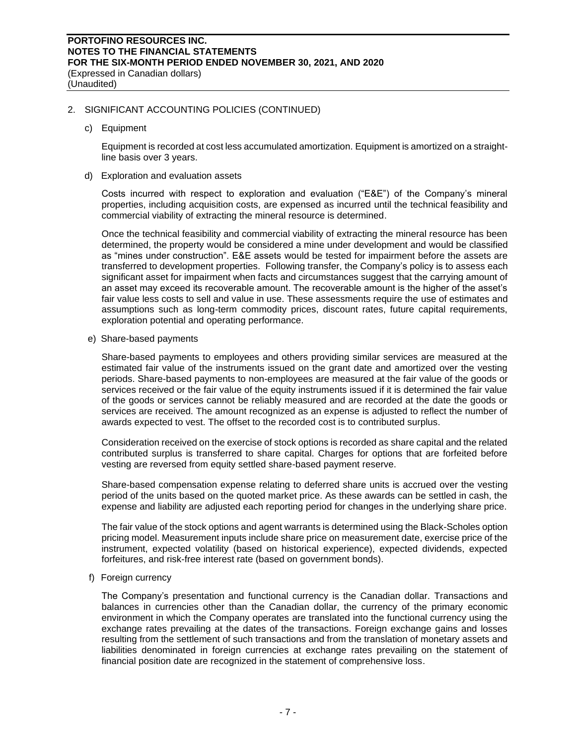## 2. SIGNIFICANT ACCOUNTING POLICIES (CONTINUED)

### c) Equipment

Equipment is recorded at cost less accumulated amortization. Equipment is amortized on a straight-line basis over 3 years.

### d) Exploration and evaluation assets

Costs incurred with respect to exploration and evaluation ("E&E") of the Company's mineral properties, including acquisition costs, are expensed as incurred until the technical feasibility and commercial viability of extracting the mineral resource is determined.

Once the technical feasibility and commercial viability of extracting the mineral resource has been determined, the property would be considered a mine under development and would be classified as "mines under construction". E&E assets would be tested for impairment before the assets are transferred to development properties. Following transfer, the Company's policy is to assess each significant asset for impairment when facts and circumstances suggest that the carrying amount of an asset may exceed its recoverable amount. The recoverable amount is the higher of the asset's fair value less costs to sell and value in use. These assessments require the use of estimates and assumptions such as long-term commodity prices, discount rates, future capital requirements, exploration potential and operating performance.

### e) Share-based payments

Share-based payments to employees and others providing similar services are measured at the estimated fair value of the instruments issued on the grant date and amortized over the vesting periods. Share-based payments to non-employees are measured at the fair value of the goods or services received or the fair value of the equity instruments issued if it is determined the fair value of the goods or services cannot be reliably measured and are recorded at the date the goods or services are received. The amount recognized as an expense is adjusted to reflect the number of awards expected to vest. The offset to the recorded cost is to contributed surplus.

Consideration received on the exercise of stock options is recorded as share capital and the related contributed surplus is transferred to share capital. Charges for options that are forfeited before vesting are reversed from equity settled share-based payment reserve.

Share-based compensation expense relating to deferred share units is accrued over the vesting period of the units based on the quoted market price. As these awards can be settled in cash, the expense and liability are adjusted each reporting period for changes in the underlying share price.

The fair value of the stock options and agent warrants is determined using the Black-Scholes option pricing model. Measurement inputs include share price on measurement date, exercise price of the instrument, expected volatility (based on historical experience), expected dividends, expected forfeitures, and risk-free interest rate (based on government bonds).

### f) Foreign currency

The Company's presentation and functional currency is the Canadian dollar. Transactions and balances in currencies other than the Canadian dollar, the currency of the primary economic environment in which the Company operates are translated into the functional currency using the exchange rates prevailing at the dates of the transactions. Foreign exchange gains and losses resulting from the settlement of such transactions and from the translation of monetary assets and liabilities denominated in foreign currencies at exchange rates prevailing on the statement of financial position date are recognized in the statement of comprehensive loss.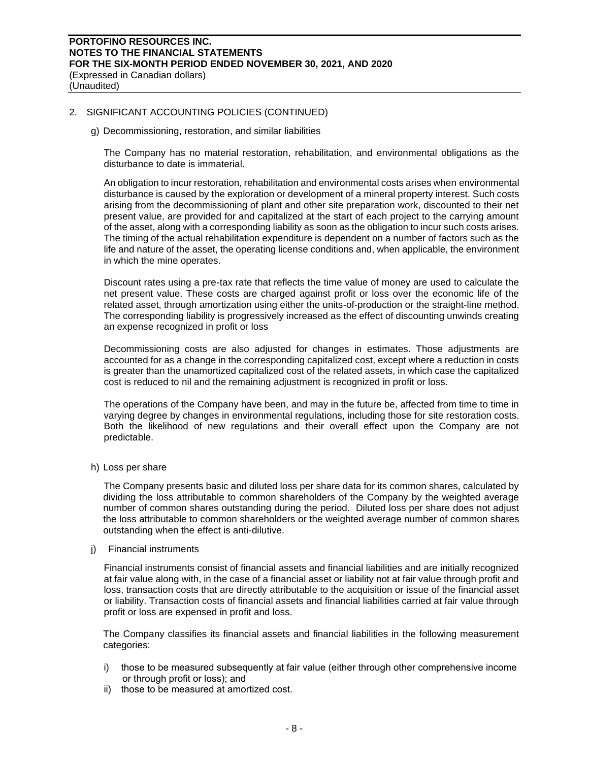## 2. SIGNIFICANT ACCOUNTING POLICIES (CONTINUED)

### g) Decommissioning, restoration, and similar liabilities

The Company has no material restoration, rehabilitation, and environmental obligations as the disturbance to date is immaterial.

An obligation to incur restoration, rehabilitation and environmental costs arises when environmental disturbance is caused by the exploration or development of a mineral property interest. Such costs arising from the decommissioning of plant and other site preparation work, discounted to their net present value, are provided for and capitalized at the start of each project to the carrying amount of the asset, along with a corresponding liability as soon as the obligation to incur such costs arises. The timing of the actual rehabilitation expenditure is dependent on a number of factors such as the life and nature of the asset, the operating license conditions and, when applicable, the environment in which the mine operates.

Discount rates using a pre-tax rate that reflects the time value of money are used to calculate the net present value. These costs are charged against profit or loss over the economic life of the related asset, through amortization using either the units-of-production or the straight-line method. The corresponding liability is progressively increased as the effect of discounting unwinds creating an expense recognized in profit or loss

Decommissioning costs are also adjusted for changes in estimates. Those adjustments are accounted for as a change in the corresponding capitalized cost, except where a reduction in costs is greater than the unamortized capitalized cost of the related assets, in which case the capitalized cost is reduced to nil and the remaining adjustment is recognized in profit or loss.

The operations of the Company have been, and may in the future be, affected from time to time in varying degree by changes in environmental regulations, including those for site restoration costs. Both the likelihood of new regulations and their overall effect upon the Company are not predictable.

### h) Loss per share

The Company presents basic and diluted loss per share data for its common shares, calculated by dividing the loss attributable to common shareholders of the Company by the weighted average number of common shares outstanding during the period. Diluted loss per share does not adjust the loss attributable to common shareholders or the weighted average number of common shares outstanding when the effect is anti-dilutive.

### j) Financial instruments

Financial instruments consist of financial assets and financial liabilities and are initially recognized at fair value along with, in the case of a financial asset or liability not at fair value through profit and loss, transaction costs that are directly attributable to the acquisition or issue of the financial asset or liability. Transaction costs of financial assets and financial liabilities carried at fair value through profit or loss are expensed in profit and loss.

The Company classifies its financial assets and financial liabilities in the following measurement categories:

i) those to be measured subsequently at fair value (either through other comprehensive income or through profit or loss); and
ii) those to be measured at amortized cost.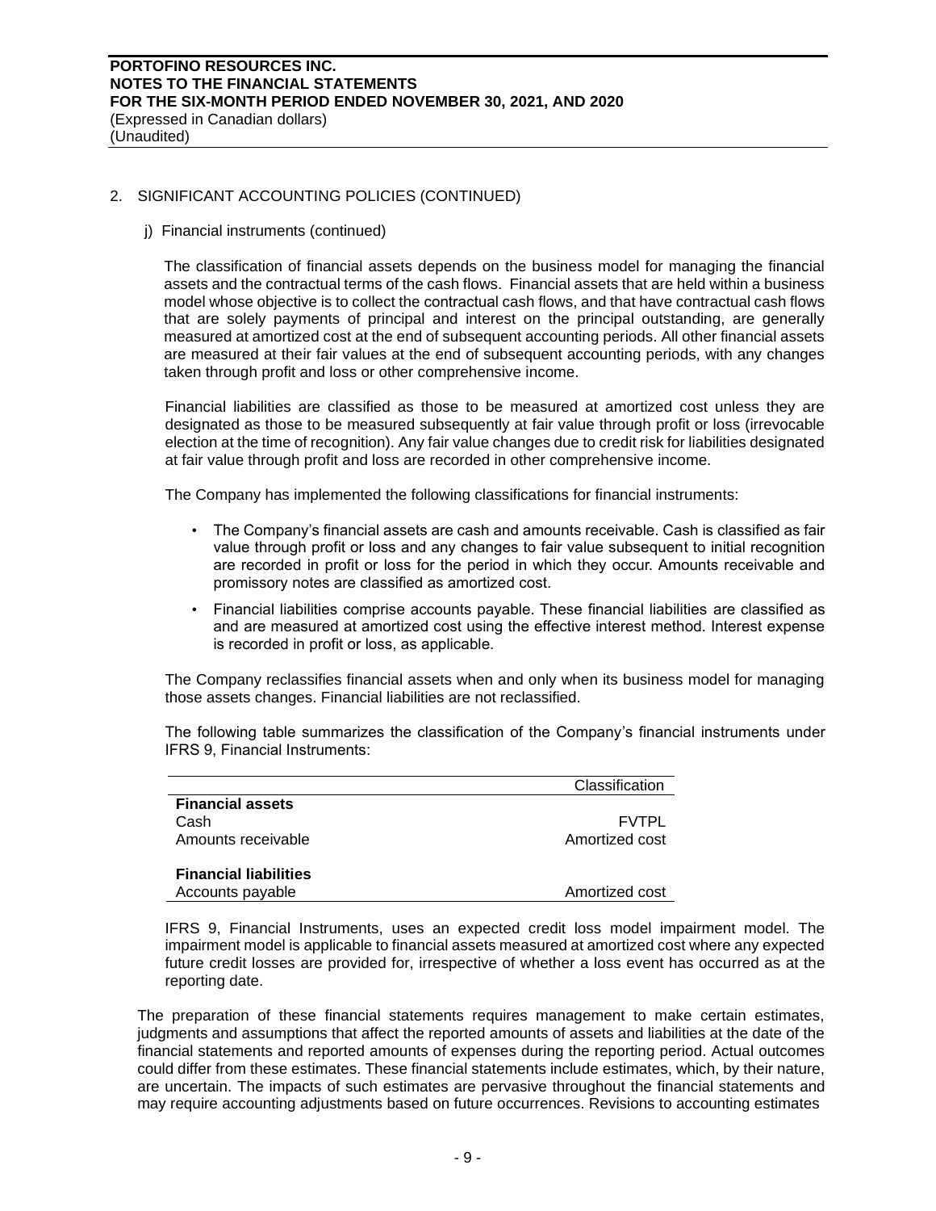## 2. SIGNIFICANT ACCOUNTING POLICIES (CONTINUED)

### j) Financial instruments (continued)

The classification of financial assets depends on the business model for managing the financial assets and the contractual terms of the cash flows. Financial assets that are held within a business model whose objective is to collect the contractual cash flows, and that have contractual cash flows that are solely payments of principal and interest on the principal outstanding, are generally measured at amortized cost at the end of subsequent accounting periods. All other financial assets are measured at their fair values at the end of subsequent accounting periods, with any changes taken through profit and loss or other comprehensive income.

Financial liabilities are classified as those to be measured at amortized cost unless they are designated as those to be measured subsequently at fair value through profit or loss (irrevocable election at the time of recognition). Any fair value changes due to credit risk for liabilities designated at fair value through profit and loss are recorded in other comprehensive income.

The Company has implemented the following classifications for financial instruments:

- The Company's financial assets are cash and amounts receivable. Cash is classified as fair value through profit or loss and any changes to fair value subsequent to initial recognition are recorded in profit or loss for the period in which they occur. Amounts receivable and promissory notes are classified as amortized cost.
- Financial liabilities comprise accounts payable. These financial liabilities are classified as and are measured at amortized cost using the effective interest method. Interest expense is recorded in profit or loss, as applicable.

The Company reclassifies financial assets when and only when its business model for managing those assets changes. Financial liabilities are not reclassified.

The following table summarizes the classification of the Company's financial instruments under IFRS 9, Financial Instruments:

| | Classification |
|---|---|
| **Financial assets** | |
| Cash | FVTPL |
| Amounts receivable | Amortized cost |
| | |
| **Financial liabilities** | |
| Accounts payable | Amortized cost |

IFRS 9, Financial Instruments, uses an expected credit loss model impairment model. The impairment model is applicable to financial assets measured at amortized cost where any expected future credit losses are provided for, irrespective of whether a loss event has occurred as at the reporting date.

The preparation of these financial statements requires management to make certain estimates, judgments and assumptions that affect the reported amounts of assets and liabilities at the date of the financial statements and reported amounts of expenses during the reporting period. Actual outcomes could differ from these estimates. These financial statements include estimates, which, by their nature, are uncertain. The impacts of such estimates are pervasive throughout the financial statements and may require accounting adjustments based on future occurrences. Revisions to accounting estimates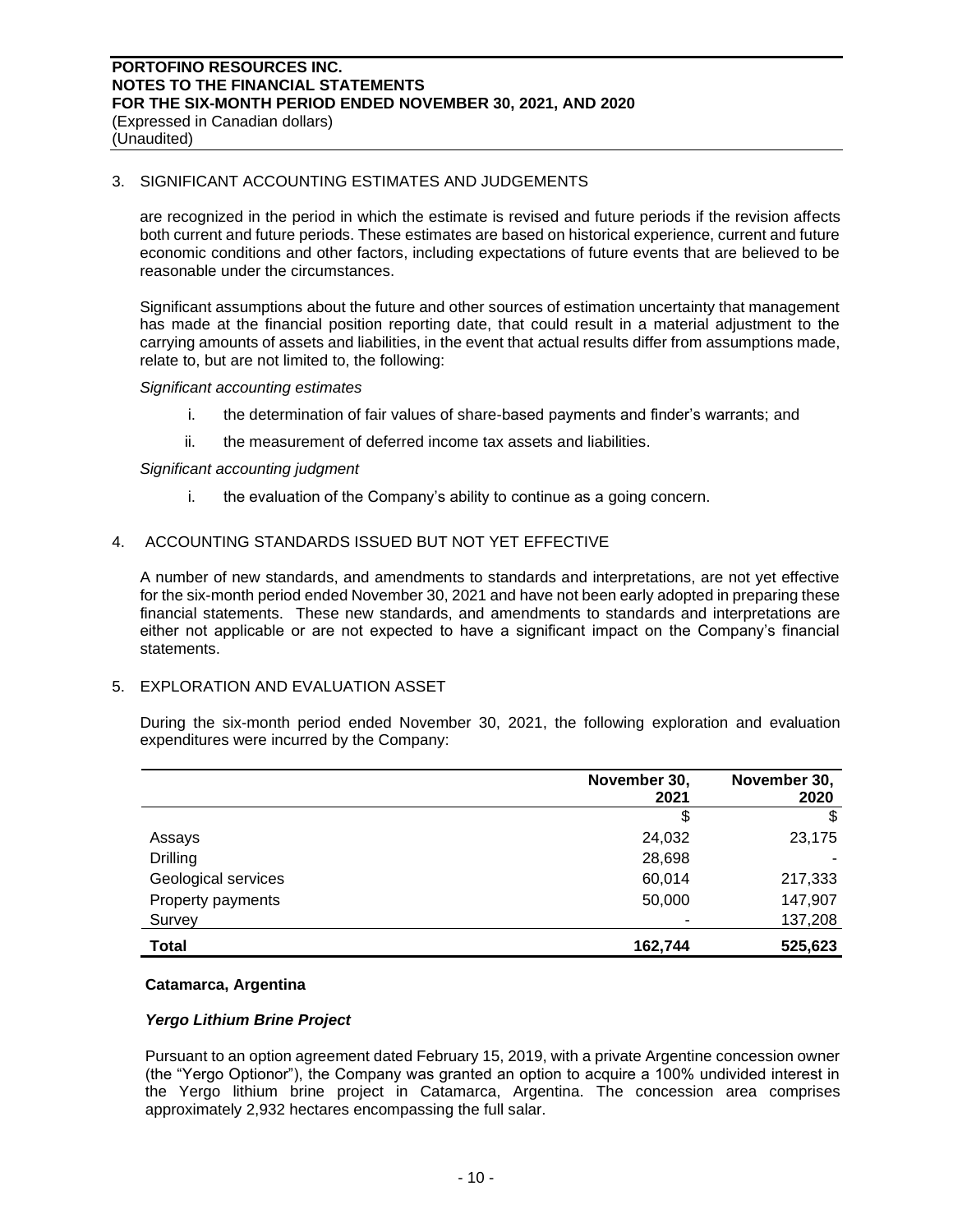## 3. SIGNIFICANT ACCOUNTING ESTIMATES AND JUDGEMENTS

are recognized in the period in which the estimate is revised and future periods if the revision affects both current and future periods. These estimates are based on historical experience, current and future economic conditions and other factors, including expectations of future events that are believed to be reasonable under the circumstances.

Significant assumptions about the future and other sources of estimation uncertainty that management has made at the financial position reporting date, that could result in a material adjustment to the carrying amounts of assets and liabilities, in the event that actual results differ from assumptions made, relate to, but are not limited to, the following:

*Significant accounting estimates*

i. the determination of fair values of share-based payments and finder's warrants; and

ii. the measurement of deferred income tax assets and liabilities.

*Significant accounting judgment*

i. the evaluation of the Company's ability to continue as a going concern.

## 4. ACCOUNTING STANDARDS ISSUED BUT NOT YET EFFECTIVE

A number of new standards, and amendments to standards and interpretations, are not yet effective for the six-month period ended November 30, 2021 and have not been early adopted in preparing these financial statements. These new standards, and amendments to standards and interpretations are either not applicable or are not expected to have a significant impact on the Company's financial statements.

## 5. EXPLORATION AND EVALUATION ASSET

During the six-month period ended November 30, 2021, the following exploration and evaluation expenditures were incurred by the Company:

| | November 30, 2021 | November 30, 2020 |
|---|---|---|
| | $ | $ |
| Assays | 24,032 | 23,175 |
| Drilling | 28,698 | - |
| Geological services | 60,014 | 217,333 |
| Property payments | 50,000 | 147,907 |
| Survey | - | 137,208 |
| **Total** | **162,744** | **525,623** |

**Catamarca, Argentina**

***Yergo Lithium Brine Project***

Pursuant to an option agreement dated February 15, 2019, with a private Argentine concession owner (the "Yergo Optionor"), the Company was granted an option to acquire a 100% undivided interest in the Yergo lithium brine project in Catamarca, Argentina. The concession area comprises approximately 2,932 hectares encompassing the full salar.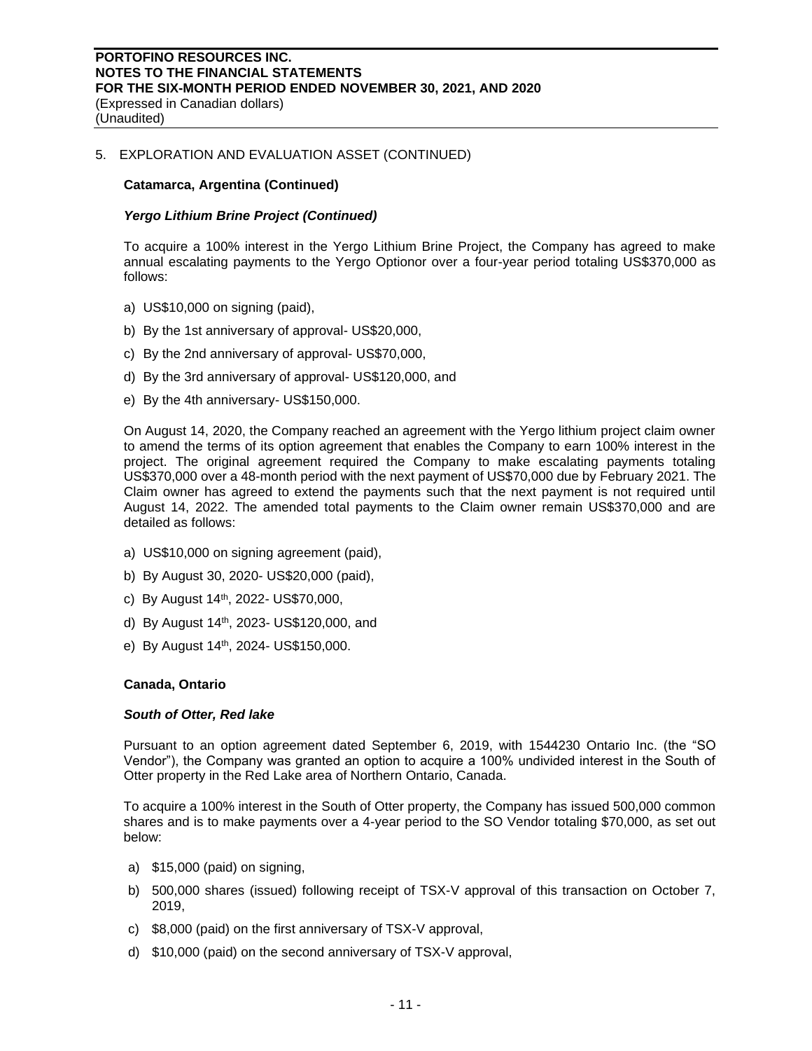## 5. EXPLORATION AND EVALUATION ASSET (CONTINUED)

### Catamarca, Argentina (Continued)

#### *Yergo Lithium Brine Project (Continued)*

To acquire a 100% interest in the Yergo Lithium Brine Project, the Company has agreed to make annual escalating payments to the Yergo Optionor over a four-year period totaling US$370,000 as follows:

a) US$10,000 on signing (paid),

b) By the 1st anniversary of approval- US$20,000,

c) By the 2nd anniversary of approval- US$70,000,

d) By the 3rd anniversary of approval- US$120,000, and

e) By the 4th anniversary- US$150,000.

On August 14, 2020, the Company reached an agreement with the Yergo lithium project claim owner to amend the terms of its option agreement that enables the Company to earn 100% interest in the project. The original agreement required the Company to make escalating payments totaling US$370,000 over a 48-month period with the next payment of US$70,000 due by February 2021. The Claim owner has agreed to extend the payments such that the next payment is not required until August 14, 2022. The amended total payments to the Claim owner remain US$370,000 and are detailed as follows:

a) US$10,000 on signing agreement (paid),

b) By August 30, 2020- US$20,000 (paid),

c) By August 14th, 2022- US$70,000,

d) By August 14th, 2023- US$120,000, and

e) By August 14th, 2024- US$150,000.

### Canada, Ontario

#### *South of Otter, Red lake*

Pursuant to an option agreement dated September 6, 2019, with 1544230 Ontario Inc. (the "SO Vendor"), the Company was granted an option to acquire a 100% undivided interest in the South of Otter property in the Red Lake area of Northern Ontario, Canada.

To acquire a 100% interest in the South of Otter property, the Company has issued 500,000 common shares and is to make payments over a 4-year period to the SO Vendor totaling $70,000, as set out below:

a) $15,000 (paid) on signing,

b) 500,000 shares (issued) following receipt of TSX-V approval of this transaction on October 7, 2019,

c) $8,000 (paid) on the first anniversary of TSX-V approval,

d) $10,000 (paid) on the second anniversary of TSX-V approval,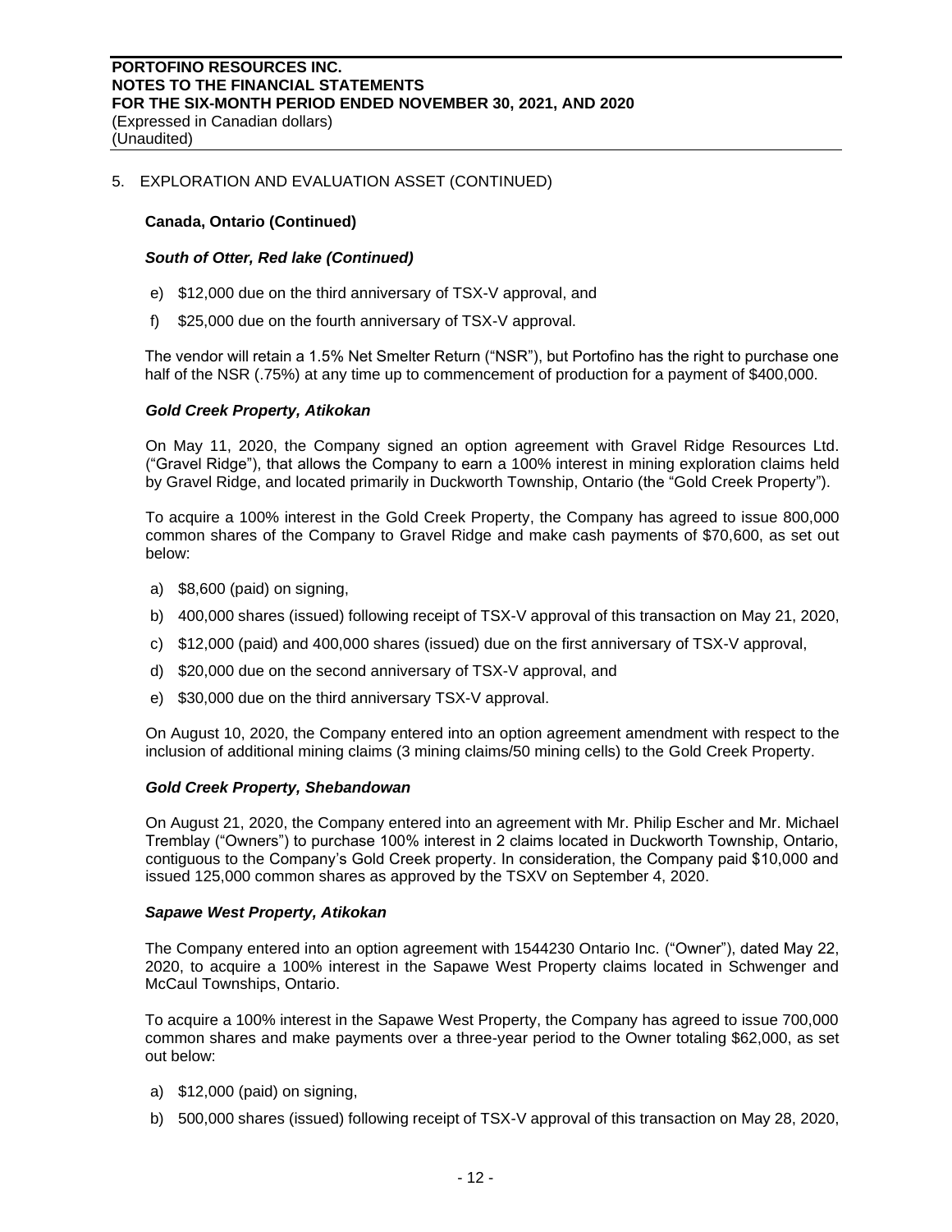## 5. EXPLORATION AND EVALUATION ASSET (CONTINUED)

### Canada, Ontario (Continued)

#### *South of Otter, Red lake (Continued)*

e) $12,000 due on the third anniversary of TSX-V approval, and

f) $25,000 due on the fourth anniversary of TSX-V approval.

The vendor will retain a 1.5% Net Smelter Return ("NSR"), but Portofino has the right to purchase one half of the NSR (.75%) at any time up to commencement of production for a payment of $400,000.

#### *Gold Creek Property, Atikokan*

On May 11, 2020, the Company signed an option agreement with Gravel Ridge Resources Ltd. ("Gravel Ridge"), that allows the Company to earn a 100% interest in mining exploration claims held by Gravel Ridge, and located primarily in Duckworth Township, Ontario (the "Gold Creek Property").

To acquire a 100% interest in the Gold Creek Property, the Company has agreed to issue 800,000 common shares of the Company to Gravel Ridge and make cash payments of $70,600, as set out below:

a) $8,600 (paid) on signing,

b) 400,000 shares (issued) following receipt of TSX-V approval of this transaction on May 21, 2020,

c) $12,000 (paid) and 400,000 shares (issued) due on the first anniversary of TSX-V approval,

d) $20,000 due on the second anniversary of TSX-V approval, and

e) $30,000 due on the third anniversary TSX-V approval.

On August 10, 2020, the Company entered into an option agreement amendment with respect to the inclusion of additional mining claims (3 mining claims/50 mining cells) to the Gold Creek Property.

#### *Gold Creek Property, Shebandowan*

On August 21, 2020, the Company entered into an agreement with Mr. Philip Escher and Mr. Michael Tremblay ("Owners") to purchase 100% interest in 2 claims located in Duckworth Township, Ontario, contiguous to the Company's Gold Creek property. In consideration, the Company paid $10,000 and issued 125,000 common shares as approved by the TSXV on September 4, 2020.

#### *Sapawe West Property, Atikokan*

The Company entered into an option agreement with 1544230 Ontario Inc. ("Owner"), dated May 22, 2020, to acquire a 100% interest in the Sapawe West Property claims located in Schwenger and McCaul Townships, Ontario.

To acquire a 100% interest in the Sapawe West Property, the Company has agreed to issue 700,000 common shares and make payments over a three-year period to the Owner totaling $62,000, as set out below:

a) $12,000 (paid) on signing,

b) 500,000 shares (issued) following receipt of TSX-V approval of this transaction on May 28, 2020,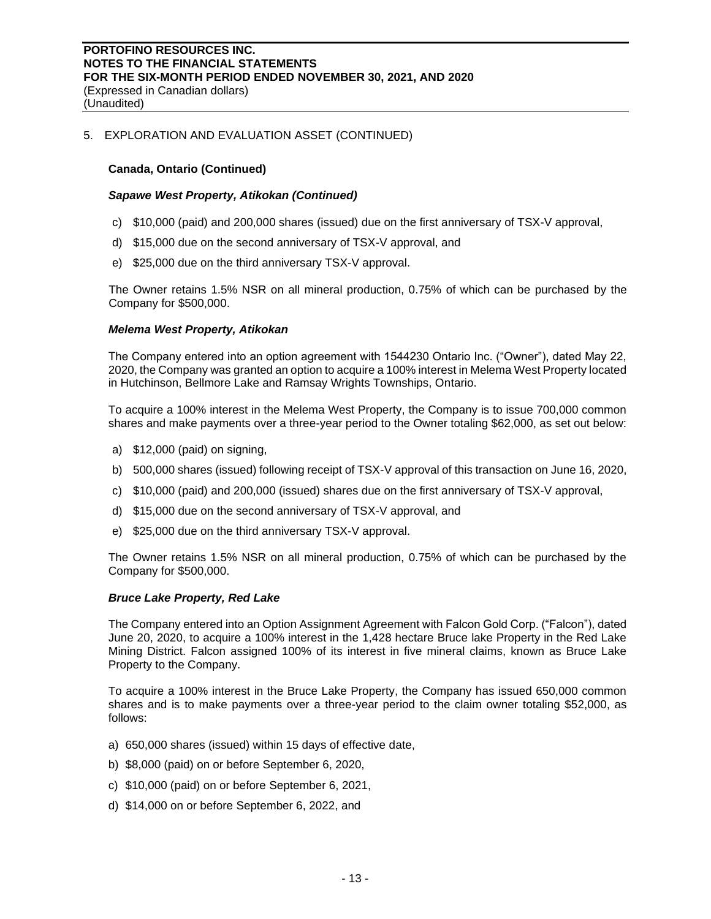## 5. EXPLORATION AND EVALUATION ASSET (CONTINUED)

### Canada, Ontario (Continued)

#### *Sapawe West Property, Atikokan (Continued)*

c) $10,000 (paid) and 200,000 shares (issued) due on the first anniversary of TSX-V approval,

d) $15,000 due on the second anniversary of TSX-V approval, and

e) $25,000 due on the third anniversary TSX-V approval.

The Owner retains 1.5% NSR on all mineral production, 0.75% of which can be purchased by the Company for $500,000.

#### *Melema West Property, Atikokan*

The Company entered into an option agreement with 1544230 Ontario Inc. ("Owner"), dated May 22, 2020, the Company was granted an option to acquire a 100% interest in Melema West Property located in Hutchinson, Bellmore Lake and Ramsay Wrights Townships, Ontario.

To acquire a 100% interest in the Melema West Property, the Company is to issue 700,000 common shares and make payments over a three-year period to the Owner totaling $62,000, as set out below:

a) $12,000 (paid) on signing,

b) 500,000 shares (issued) following receipt of TSX-V approval of this transaction on June 16, 2020,

c) $10,000 (paid) and 200,000 (issued) shares due on the first anniversary of TSX-V approval,

d) $15,000 due on the second anniversary of TSX-V approval, and

e) $25,000 due on the third anniversary TSX-V approval.

The Owner retains 1.5% NSR on all mineral production, 0.75% of which can be purchased by the Company for $500,000.

#### *Bruce Lake Property, Red Lake*

The Company entered into an Option Assignment Agreement with Falcon Gold Corp. ("Falcon"), dated June 20, 2020, to acquire a 100% interest in the 1,428 hectare Bruce lake Property in the Red Lake Mining District. Falcon assigned 100% of its interest in five mineral claims, known as Bruce Lake Property to the Company.

To acquire a 100% interest in the Bruce Lake Property, the Company has issued 650,000 common shares and is to make payments over a three-year period to the claim owner totaling $52,000, as follows:

a) 650,000 shares (issued) within 15 days of effective date,

b) $8,000 (paid) on or before September 6, 2020,

c) $10,000 (paid) on or before September 6, 2021,

d) $14,000 on or before September 6, 2022, and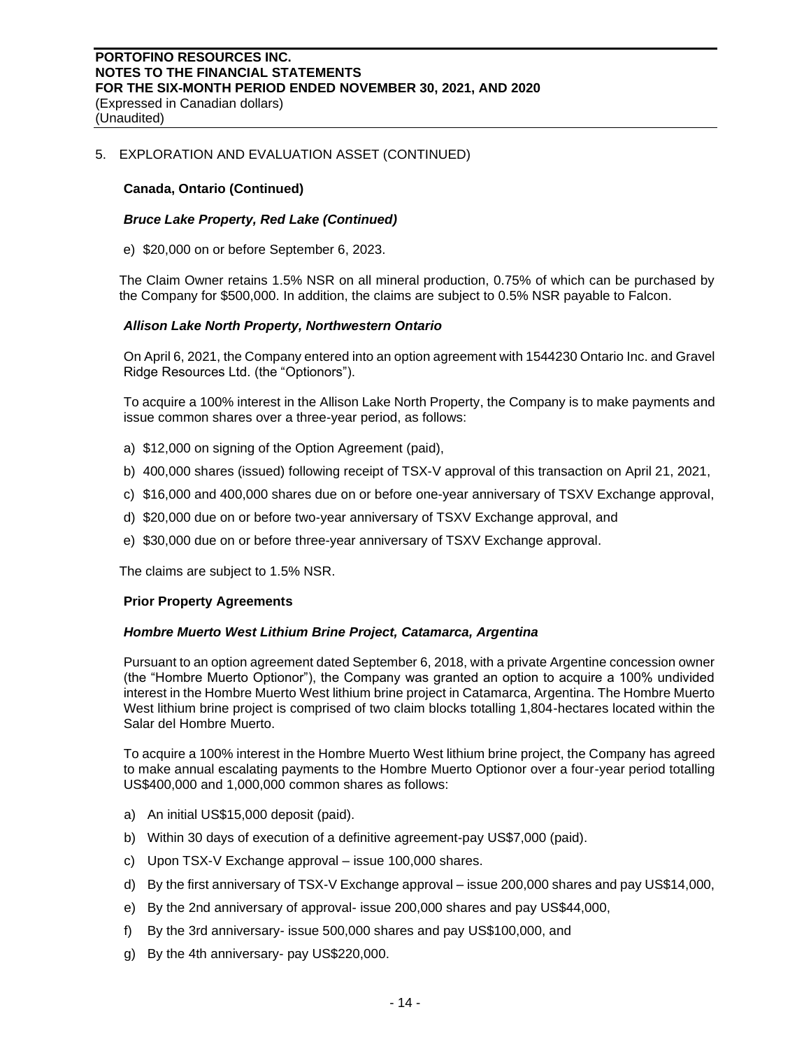## 5. EXPLORATION AND EVALUATION ASSET (CONTINUED)

### Canada, Ontario (Continued)

#### *Bruce Lake Property, Red Lake (Continued)*

e) $20,000 on or before September 6, 2023.

The Claim Owner retains 1.5% NSR on all mineral production, 0.75% of which can be purchased by the Company for $500,000. In addition, the claims are subject to 0.5% NSR payable to Falcon.

#### *Allison Lake North Property, Northwestern Ontario*

On April 6, 2021, the Company entered into an option agreement with 1544230 Ontario Inc. and Gravel Ridge Resources Ltd. (the "Optionors").

To acquire a 100% interest in the Allison Lake North Property, the Company is to make payments and issue common shares over a three-year period, as follows:

a) $12,000 on signing of the Option Agreement (paid),

b) 400,000 shares (issued) following receipt of TSX-V approval of this transaction on April 21, 2021,

c) $16,000 and 400,000 shares due on or before one-year anniversary of TSXV Exchange approval,

d) $20,000 due on or before two-year anniversary of TSXV Exchange approval, and

e) $30,000 due on or before three-year anniversary of TSXV Exchange approval.

The claims are subject to 1.5% NSR.

### Prior Property Agreements

#### *Hombre Muerto West Lithium Brine Project, Catamarca, Argentina*

Pursuant to an option agreement dated September 6, 2018, with a private Argentine concession owner (the "Hombre Muerto Optionor"), the Company was granted an option to acquire a 100% undivided interest in the Hombre Muerto West lithium brine project in Catamarca, Argentina. The Hombre Muerto West lithium brine project is comprised of two claim blocks totalling 1,804-hectares located within the Salar del Hombre Muerto.

To acquire a 100% interest in the Hombre Muerto West lithium brine project, the Company has agreed to make annual escalating payments to the Hombre Muerto Optionor over a four-year period totalling US$400,000 and 1,000,000 common shares as follows:

a) An initial US$15,000 deposit (paid).

b) Within 30 days of execution of a definitive agreement-pay US$7,000 (paid).

c) Upon TSX-V Exchange approval – issue 100,000 shares.

d) By the first anniversary of TSX-V Exchange approval – issue 200,000 shares and pay US$14,000,

e) By the 2nd anniversary of approval- issue 200,000 shares and pay US$44,000,

f) By the 3rd anniversary- issue 500,000 shares and pay US$100,000, and

g) By the 4th anniversary- pay US$220,000.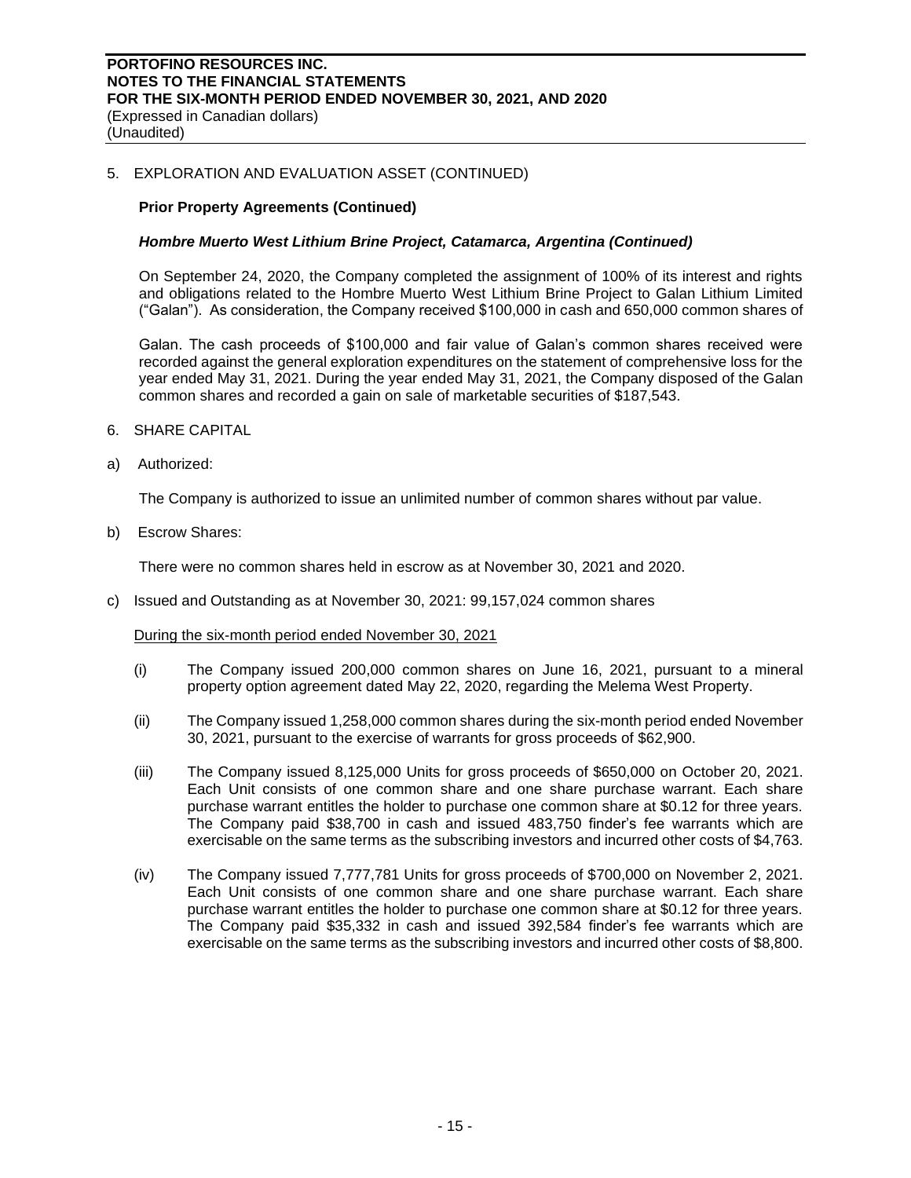5. EXPLORATION AND EVALUATION ASSET (CONTINUED)

**Prior Property Agreements (Continued)**

***Hombre Muerto West Lithium Brine Project, Catamarca, Argentina (Continued)***

On September 24, 2020, the Company completed the assignment of 100% of its interest and rights and obligations related to the Hombre Muerto West Lithium Brine Project to Galan Lithium Limited ("Galan"). As consideration, the Company received $100,000 in cash and 650,000 common shares of

Galan. The cash proceeds of $100,000 and fair value of Galan's common shares received were recorded against the general exploration expenditures on the statement of comprehensive loss for the year ended May 31, 2021. During the year ended May 31, 2021, the Company disposed of the Galan common shares and recorded a gain on sale of marketable securities of $187,543.

6. SHARE CAPITAL

a) Authorized:

The Company is authorized to issue an unlimited number of common shares without par value.

b) Escrow Shares:

There were no common shares held in escrow as at November 30, 2021 and 2020.

c) Issued and Outstanding as at November 30, 2021: 99,157,024 common shares

<u>During the six-month period ended November 30, 2021</u>

(i) The Company issued 200,000 common shares on June 16, 2021, pursuant to a mineral property option agreement dated May 22, 2020, regarding the Melema West Property.

(ii) The Company issued 1,258,000 common shares during the six-month period ended November 30, 2021, pursuant to the exercise of warrants for gross proceeds of $62,900.

(iii) The Company issued 8,125,000 Units for gross proceeds of $650,000 on October 20, 2021. Each Unit consists of one common share and one share purchase warrant. Each share purchase warrant entitles the holder to purchase one common share at $0.12 for three years. The Company paid $38,700 in cash and issued 483,750 finder's fee warrants which are exercisable on the same terms as the subscribing investors and incurred other costs of $4,763.

(iv) The Company issued 7,777,781 Units for gross proceeds of $700,000 on November 2, 2021. Each Unit consists of one common share and one share purchase warrant. Each share purchase warrant entitles the holder to purchase one common share at $0.12 for three years. The Company paid $35,332 in cash and issued 392,584 finder's fee warrants which are exercisable on the same terms as the subscribing investors and incurred other costs of $8,800.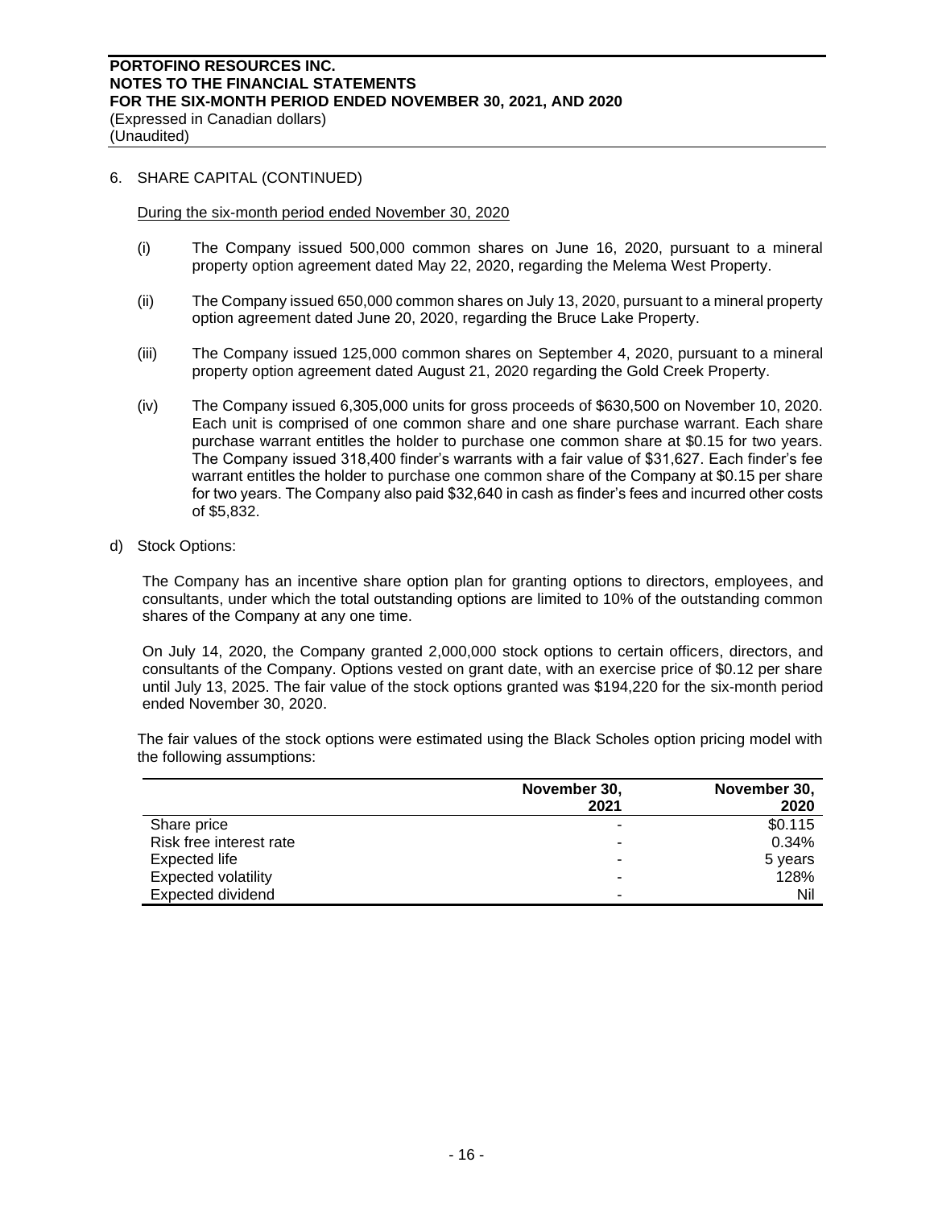6. SHARE CAPITAL (CONTINUED)

During the six-month period ended November 30, 2020

(i) The Company issued 500,000 common shares on June 16, 2020, pursuant to a mineral property option agreement dated May 22, 2020, regarding the Melema West Property.

(ii) The Company issued 650,000 common shares on July 13, 2020, pursuant to a mineral property option agreement dated June 20, 2020, regarding the Bruce Lake Property.

(iii) The Company issued 125,000 common shares on September 4, 2020, pursuant to a mineral property option agreement dated August 21, 2020 regarding the Gold Creek Property.

(iv) The Company issued 6,305,000 units for gross proceeds of $630,500 on November 10, 2020. Each unit is comprised of one common share and one share purchase warrant. Each share purchase warrant entitles the holder to purchase one common share at $0.15 for two years. The Company issued 318,400 finder's warrants with a fair value of $31,627. Each finder's fee warrant entitles the holder to purchase one common share of the Company at $0.15 per share for two years. The Company also paid $32,640 in cash as finder's fees and incurred other costs of $5,832.

d) Stock Options:

The Company has an incentive share option plan for granting options to directors, employees, and consultants, under which the total outstanding options are limited to 10% of the outstanding common shares of the Company at any one time.

On July 14, 2020, the Company granted 2,000,000 stock options to certain officers, directors, and consultants of the Company. Options vested on grant date, with an exercise price of $0.12 per share until July 13, 2025. The fair value of the stock options granted was $194,220 for the six-month period ended November 30, 2020.

The fair values of the stock options were estimated using the Black Scholes option pricing model with the following assumptions:

| | November 30, 2021 | November 30, 2020 |
|---|---|---|
| Share price | - | $0.115 |
| Risk free interest rate | - | 0.34% |
| Expected life | - | 5 years |
| Expected volatility | - | 128% |
| Expected dividend | - | Nil |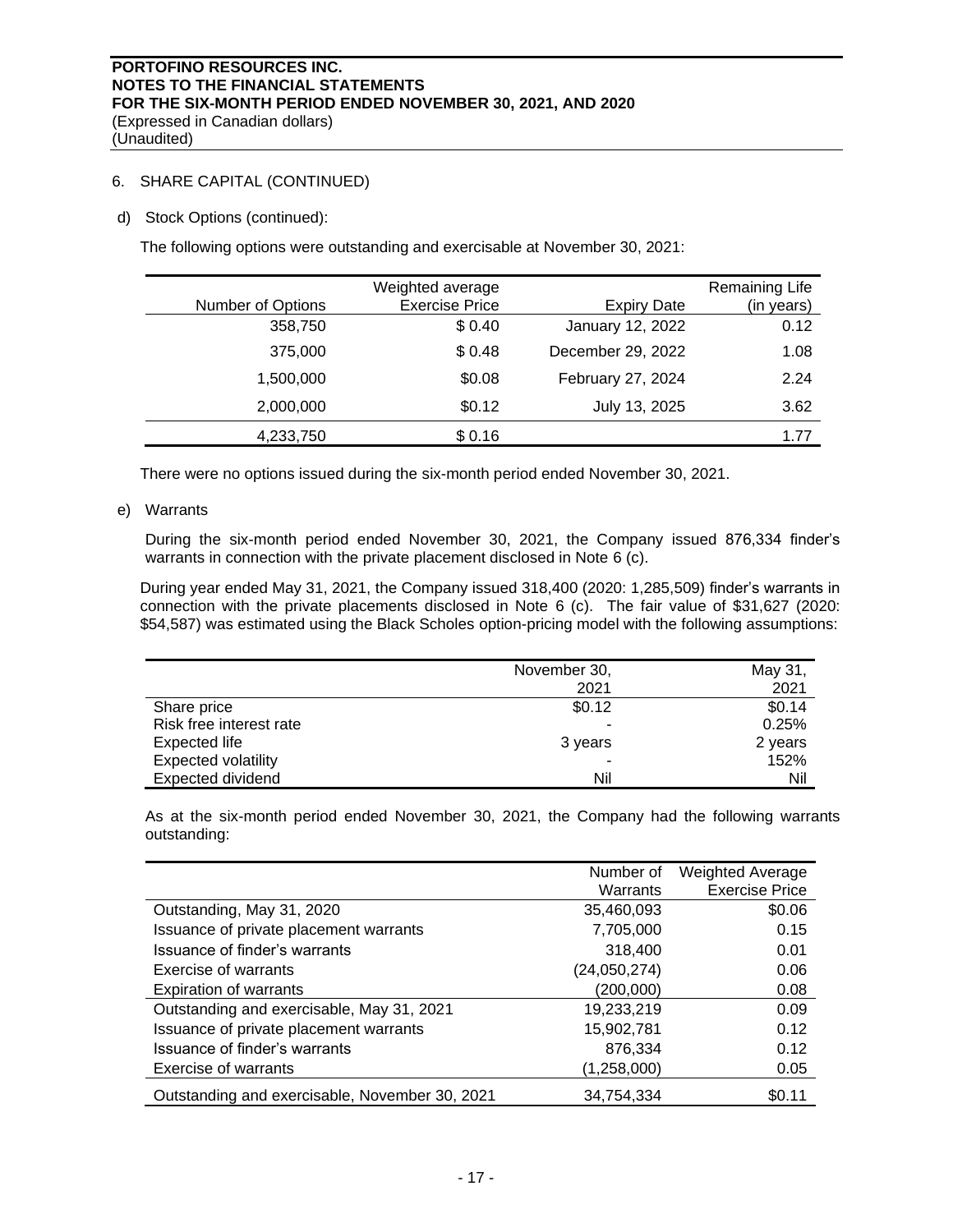6. SHARE CAPITAL (CONTINUED)

d) Stock Options (continued):

The following options were outstanding and exercisable at November 30, 2021:

| Number of Options | Weighted average Exercise Price | Expiry Date | Remaining Life (in years) |
|---|---|---|---|
| 358,750 | $ 0.40 | January 12, 2022 | 0.12 |
| 375,000 | $ 0.48 | December 29, 2022 | 1.08 |
| 1,500,000 | $0.08 | February 27, 2024 | 2.24 |
| 2,000,000 | $0.12 | July 13, 2025 | 3.62 |
| 4,233,750 | $ 0.16 | | 1.77 |

There were no options issued during the six-month period ended November 30, 2021.

e) Warrants

During the six-month period ended November 30, 2021, the Company issued 876,334 finder's warrants in connection with the private placement disclosed in Note 6 (c).

During year ended May 31, 2021, the Company issued 318,400 (2020: 1,285,509) finder's warrants in connection with the private placements disclosed in Note 6 (c). The fair value of $31,627 (2020: $54,587) was estimated using the Black Scholes option-pricing model with the following assumptions:

| | November 30, 2021 | May 31, 2021 |
|---|---|---|
| Share price | $0.12 | $0.14 |
| Risk free interest rate | - | 0.25% |
| Expected life | 3 years | 2 years |
| Expected volatility | - | 152% |
| Expected dividend | Nil | Nil |

As at the six-month period ended November 30, 2021, the Company had the following warrants outstanding:

| | Number of Warrants | Weighted Average Exercise Price |
|---|---|---|
| Outstanding, May 31, 2020 | 35,460,093 | $0.06 |
| Issuance of private placement warrants | 7,705,000 | 0.15 |
| Issuance of finder's warrants | 318,400 | 0.01 |
| Exercise of warrants | (24,050,274) | 0.06 |
| Expiration of warrants | (200,000) | 0.08 |
| Outstanding and exercisable, May 31, 2021 | 19,233,219 | 0.09 |
| Issuance of private placement warrants | 15,902,781 | 0.12 |
| Issuance of finder's warrants | 876,334 | 0.12 |
| Exercise of warrants | (1,258,000) | 0.05 |
| Outstanding and exercisable, November 30, 2021 | 34,754,334 | $0.11 |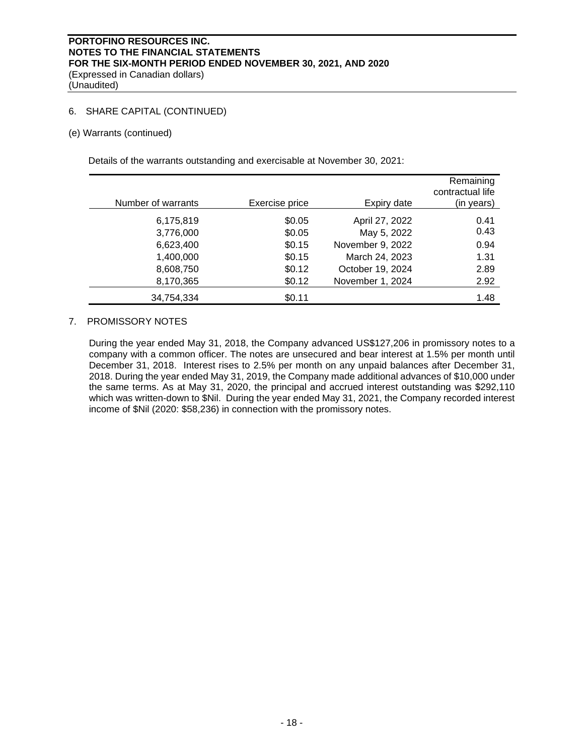## 6. SHARE CAPITAL (CONTINUED)

### (e) Warrants (continued)

Details of the warrants outstanding and exercisable at November 30, 2021:

| Number of warrants | Exercise price | Expiry date | Remaining contractual life (in years) |
|---|---|---|---|
| 6,175,819 | $0.05 | April 27, 2022 | 0.41 |
| 3,776,000 | $0.05 | May 5, 2022 | 0.43 |
| 6,623,400 | $0.15 | November 9, 2022 | 0.94 |
| 1,400,000 | $0.15 | March 24, 2023 | 1.31 |
| 8,608,750 | $0.12 | October 19, 2024 | 2.89 |
| 8,170,365 | $0.12 | November 1, 2024 | 2.92 |
| 34,754,334 | $0.11 | | 1.48 |

## 7. PROMISSORY NOTES

During the year ended May 31, 2018, the Company advanced US$127,206 in promissory notes to a company with a common officer. The notes are unsecured and bear interest at 1.5% per month until December 31, 2018. Interest rises to 2.5% per month on any unpaid balances after December 31, 2018. During the year ended May 31, 2019, the Company made additional advances of $10,000 under the same terms. As at May 31, 2020, the principal and accrued interest outstanding was $292,110 which was written-down to $Nil. During the year ended May 31, 2021, the Company recorded interest income of $Nil (2020: $58,236) in connection with the promissory notes.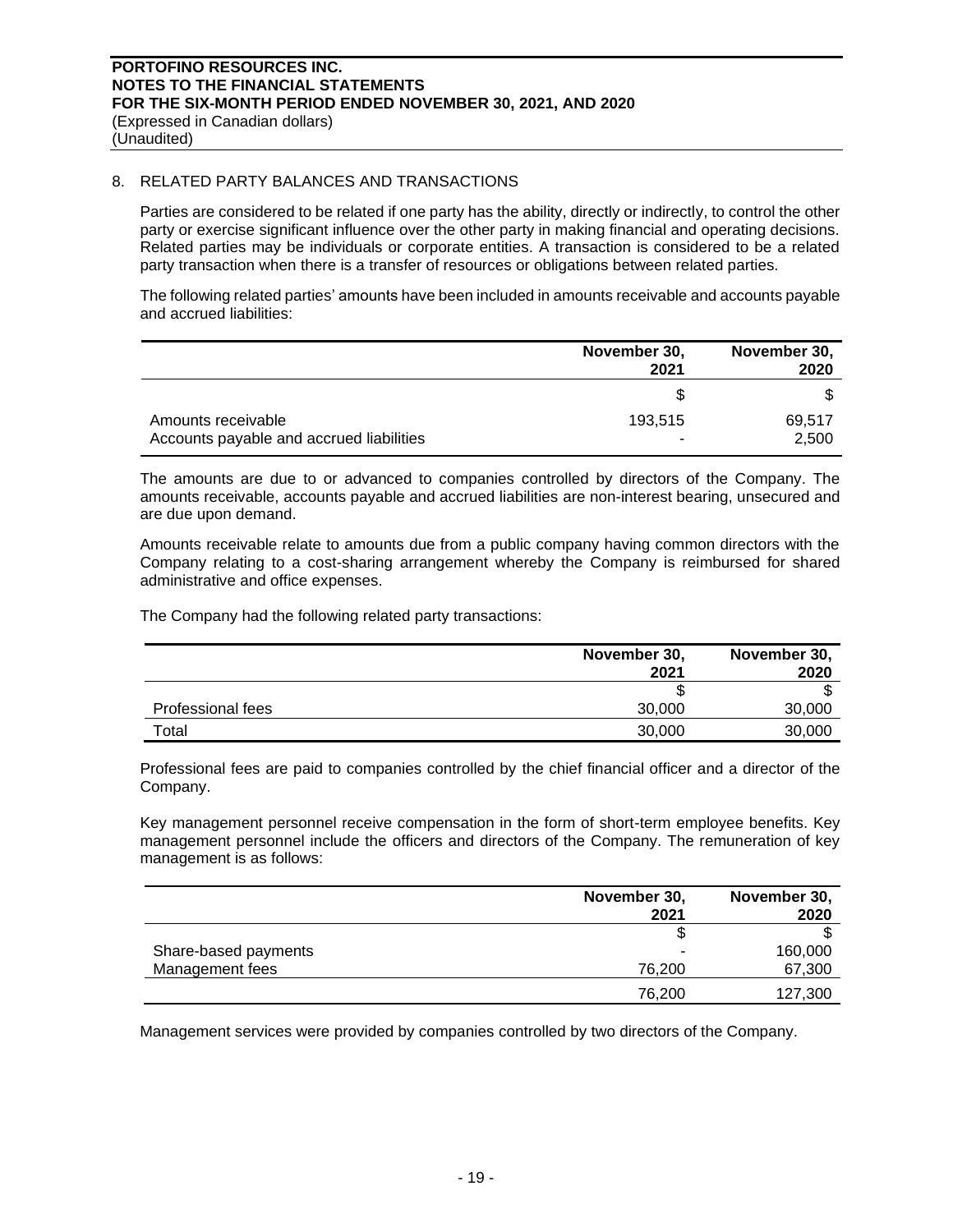## 8. RELATED PARTY BALANCES AND TRANSACTIONS

Parties are considered to be related if one party has the ability, directly or indirectly, to control the other party or exercise significant influence over the other party in making financial and operating decisions. Related parties may be individuals or corporate entities. A transaction is considered to be a related party transaction when there is a transfer of resources or obligations between related parties.

The following related parties' amounts have been included in amounts receivable and accounts payable and accrued liabilities:

| | November 30, 2021 | November 30, 2020 |
|---|---|---|
| | $ | $ |
| Amounts receivable | 193,515 | 69,517 |
| Accounts payable and accrued liabilities | - | 2,500 |

The amounts are due to or advanced to companies controlled by directors of the Company. The amounts receivable, accounts payable and accrued liabilities are non-interest bearing, unsecured and are due upon demand.

Amounts receivable relate to amounts due from a public company having common directors with the Company relating to a cost-sharing arrangement whereby the Company is reimbursed for shared administrative and office expenses.

The Company had the following related party transactions:

| | November 30, 2021 | November 30, 2020 |
|---|---|---|
| | $ | $ |
| Professional fees | 30,000 | 30,000 |
| Total | 30,000 | 30,000 |

Professional fees are paid to companies controlled by the chief financial officer and a director of the Company.

Key management personnel receive compensation in the form of short-term employee benefits. Key management personnel include the officers and directors of the Company. The remuneration of key management is as follows:

| | November 30, 2021 | November 30, 2020 |
|---|---|---|
| | $ | $ |
| Share-based payments | - | 160,000 |
| Management fees | 76,200 | 67,300 |
| | 76,200 | 127,300 |

Management services were provided by companies controlled by two directors of the Company.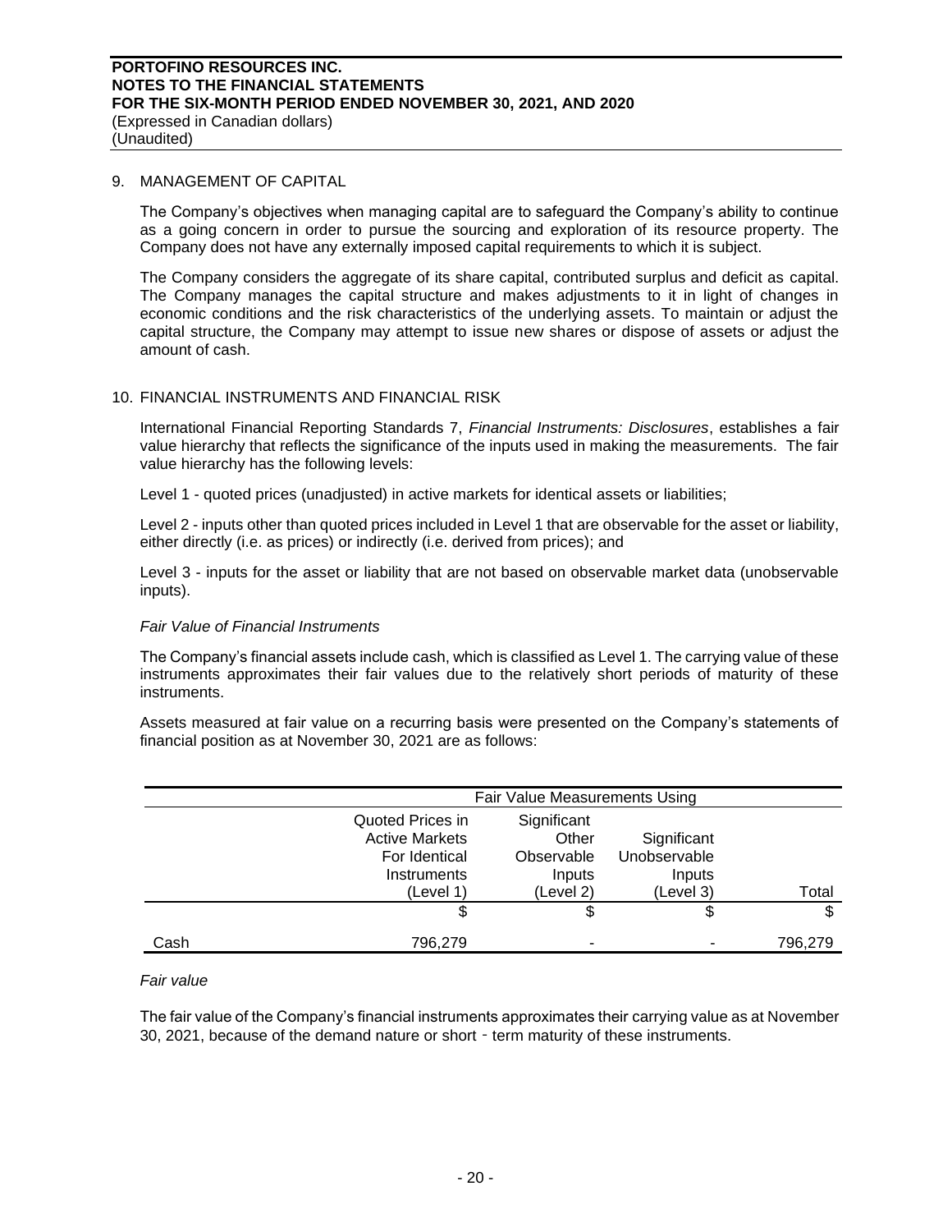## 9. MANAGEMENT OF CAPITAL

The Company's objectives when managing capital are to safeguard the Company's ability to continue as a going concern in order to pursue the sourcing and exploration of its resource property. The Company does not have any externally imposed capital requirements to which it is subject.

The Company considers the aggregate of its share capital, contributed surplus and deficit as capital. The Company manages the capital structure and makes adjustments to it in light of changes in economic conditions and the risk characteristics of the underlying assets. To maintain or adjust the capital structure, the Company may attempt to issue new shares or dispose of assets or adjust the amount of cash.

## 10. FINANCIAL INSTRUMENTS AND FINANCIAL RISK

International Financial Reporting Standards 7, *Financial Instruments: Disclosures*, establishes a fair value hierarchy that reflects the significance of the inputs used in making the measurements. The fair value hierarchy has the following levels:

Level 1 - quoted prices (unadjusted) in active markets for identical assets or liabilities;

Level 2 - inputs other than quoted prices included in Level 1 that are observable for the asset or liability, either directly (i.e. as prices) or indirectly (i.e. derived from prices); and

Level 3 - inputs for the asset or liability that are not based on observable market data (unobservable inputs).

*Fair Value of Financial Instruments*

The Company's financial assets include cash, which is classified as Level 1. The carrying value of these instruments approximates their fair values due to the relatively short periods of maturity of these instruments.

Assets measured at fair value on a recurring basis were presented on the Company's statements of financial position as at November 30, 2021 are as follows:

| | Fair Value Measurements Using | | | |
|---|---|---|---|---|
| | Quoted Prices in Active Markets For Identical Instruments (Level 1) | Significant Other Observable Inputs (Level 2) | Significant Unobservable Inputs (Level 3) | Total |
| | $ | $ | $ | $ |
| Cash | 796,279 | - | - | 796,279 |

*Fair value*

The fair value of the Company's financial instruments approximates their carrying value as at November 30, 2021, because of the demand nature or short‐term maturity of these instruments.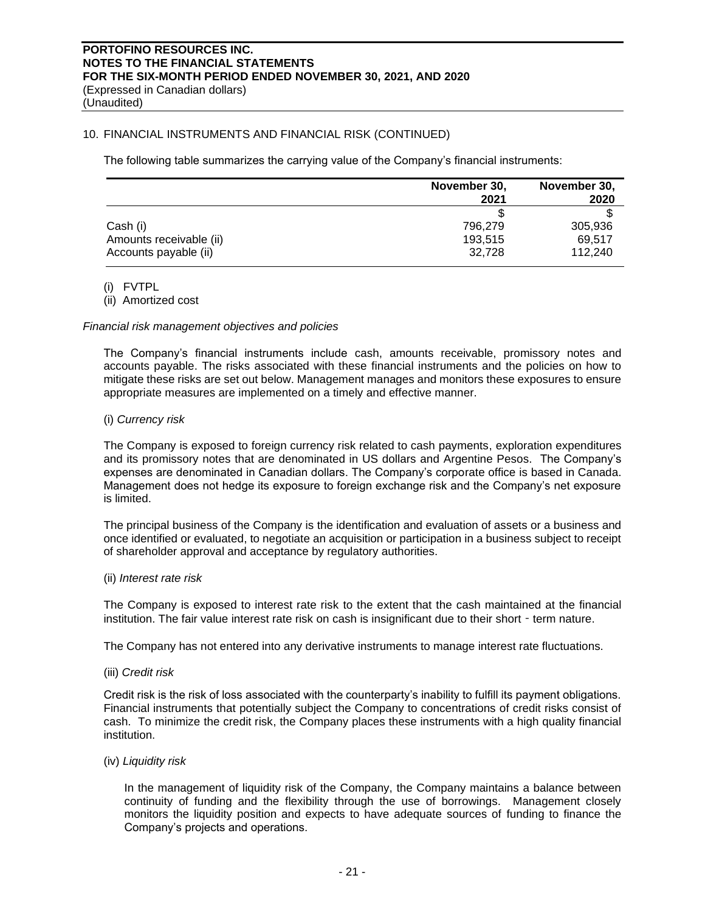## 10. FINANCIAL INSTRUMENTS AND FINANCIAL RISK (CONTINUED)

The following table summarizes the carrying value of the Company's financial instruments:

| | November 30, 2021 | November 30, 2020 |
|---|---|---|
| | $ | $ |
| Cash (i) | 796,279 | 305,936 |
| Amounts receivable (ii) | 193,515 | 69,517 |
| Accounts payable (ii) | 32,728 | 112,240 |

(i) FVTPL
(ii) Amortized cost

*Financial risk management objectives and policies*

The Company's financial instruments include cash, amounts receivable, promissory notes and accounts payable. The risks associated with these financial instruments and the policies on how to mitigate these risks are set out below. Management manages and monitors these exposures to ensure appropriate measures are implemented on a timely and effective manner.

(i) *Currency risk*

The Company is exposed to foreign currency risk related to cash payments, exploration expenditures and its promissory notes that are denominated in US dollars and Argentine Pesos. The Company's expenses are denominated in Canadian dollars. The Company's corporate office is based in Canada. Management does not hedge its exposure to foreign exchange risk and the Company's net exposure is limited.

The principal business of the Company is the identification and evaluation of assets or a business and once identified or evaluated, to negotiate an acquisition or participation in a business subject to receipt of shareholder approval and acceptance by regulatory authorities.

(ii) *Interest rate risk*

The Company is exposed to interest rate risk to the extent that the cash maintained at the financial institution. The fair value interest rate risk on cash is insignificant due to their short‐term nature.

The Company has not entered into any derivative instruments to manage interest rate fluctuations.

(iii) *Credit risk*

Credit risk is the risk of loss associated with the counterparty's inability to fulfill its payment obligations. Financial instruments that potentially subject the Company to concentrations of credit risks consist of cash. To minimize the credit risk, the Company places these instruments with a high quality financial institution.

(iv) *Liquidity risk*

In the management of liquidity risk of the Company, the Company maintains a balance between continuity of funding and the flexibility through the use of borrowings. Management closely monitors the liquidity position and expects to have adequate sources of funding to finance the Company's projects and operations.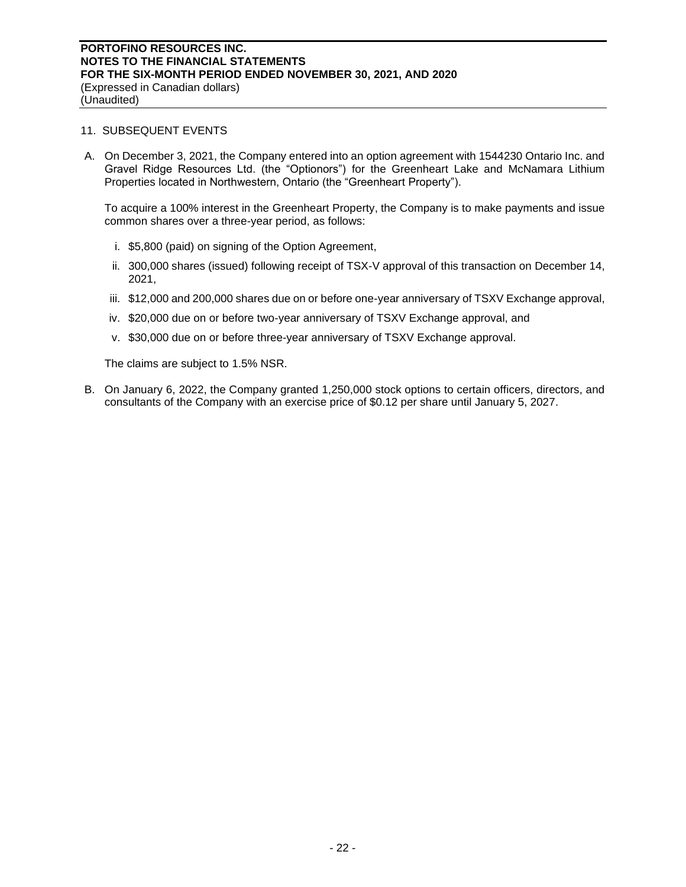## 11. SUBSEQUENT EVENTS

A. On December 3, 2021, the Company entered into an option agreement with 1544230 Ontario Inc. and Gravel Ridge Resources Ltd. (the "Optionors") for the Greenheart Lake and McNamara Lithium Properties located in Northwestern, Ontario (the "Greenheart Property").

   To acquire a 100% interest in the Greenheart Property, the Company is to make payments and issue common shares over a three-year period, as follows:

   i. $5,800 (paid) on signing of the Option Agreement,
   ii. 300,000 shares (issued) following receipt of TSX-V approval of this transaction on December 14, 2021,
   iii. $12,000 and 200,000 shares due on or before one-year anniversary of TSXV Exchange approval,
   iv. $20,000 due on or before two-year anniversary of TSXV Exchange approval, and
   v. $30,000 due on or before three-year anniversary of TSXV Exchange approval.

   The claims are subject to 1.5% NSR.

B. On January 6, 2022, the Company granted 1,250,000 stock options to certain officers, directors, and consultants of the Company with an exercise price of $0.12 per share until January 5, 2027.